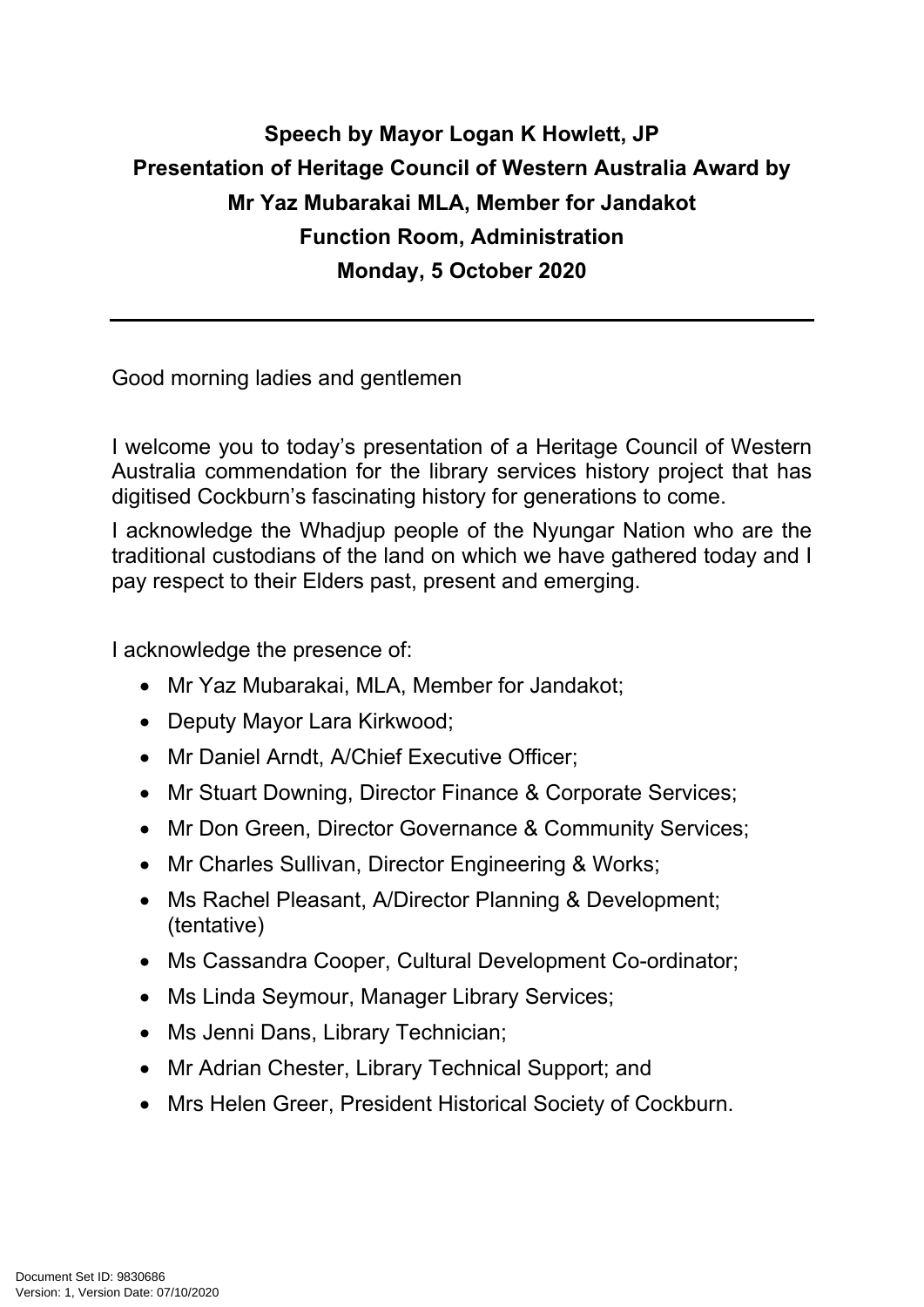**Speech by Mayor Logan K Howlett, JP**
**Presentation of Heritage Council of Western Australia Award by**
**Mr Yaz Mubarakai MLA, Member for Jandakot**
**Function Room, Administration**
**Monday, 5 October 2020**

---

Good morning ladies and gentlemen

I welcome you to today's presentation of a Heritage Council of Western Australia commendation for the library services history project that has digitised Cockburn's fascinating history for generations to come.

I acknowledge the Whadjup people of the Nyungar Nation who are the traditional custodians of the land on which we have gathered today and I pay respect to their Elders past, present and emerging.

I acknowledge the presence of:

- Mr Yaz Mubarakai, MLA, Member for Jandakot;
- Deputy Mayor Lara Kirkwood;
- Mr Daniel Arndt, A/Chief Executive Officer;
- Mr Stuart Downing, Director Finance & Corporate Services;
- Mr Don Green, Director Governance & Community Services;
- Mr Charles Sullivan, Director Engineering & Works;
- Ms Rachel Pleasant, A/Director Planning & Development; (tentative)
- Ms Cassandra Cooper, Cultural Development Co-ordinator;
- Ms Linda Seymour, Manager Library Services;
- Ms Jenni Dans, Library Technician;
- Mr Adrian Chester, Library Technical Support; and
- Mrs Helen Greer, President Historical Society of Cockburn.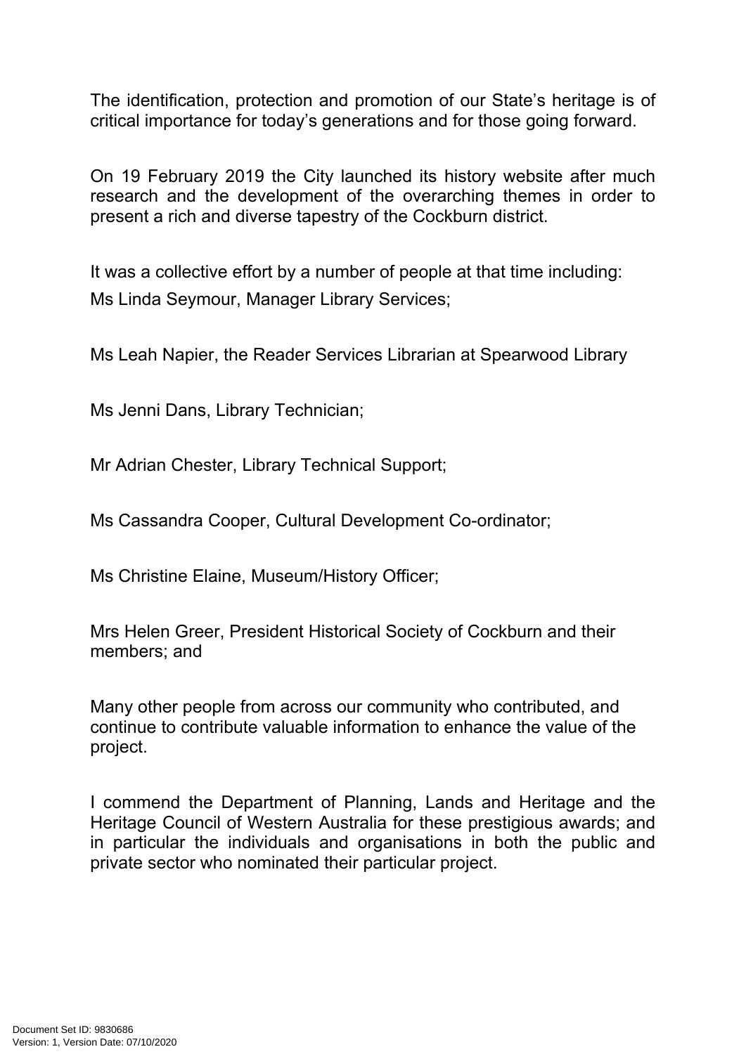The identification, protection and promotion of our State's heritage is of critical importance for today's generations and for those going forward.

On 19 February 2019 the City launched its history website after much research and the development of the overarching themes in order to present a rich and diverse tapestry of the Cockburn district.

It was a collective effort by a number of people at that time including:
Ms Linda Seymour, Manager Library Services;

Ms Leah Napier, the Reader Services Librarian at Spearwood Library

Ms Jenni Dans, Library Technician;

Mr Adrian Chester, Library Technical Support;

Ms Cassandra Cooper, Cultural Development Co-ordinator;

Ms Christine Elaine, Museum/History Officer;

Mrs Helen Greer, President Historical Society of Cockburn and their members; and

Many other people from across our community who contributed, and continue to contribute valuable information to enhance the value of the project.

I commend the Department of Planning, Lands and Heritage and the Heritage Council of Western Australia for these prestigious awards; and in particular the individuals and organisations in both the public and private sector who nominated their particular project.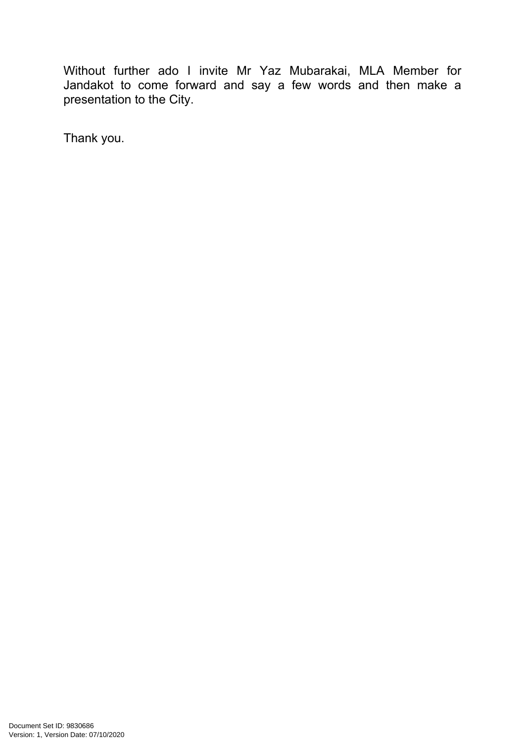Without further ado I invite Mr Yaz Mubarakai, MLA Member for Jandakot to come forward and say a few words and then make a presentation to the City.

Thank you.